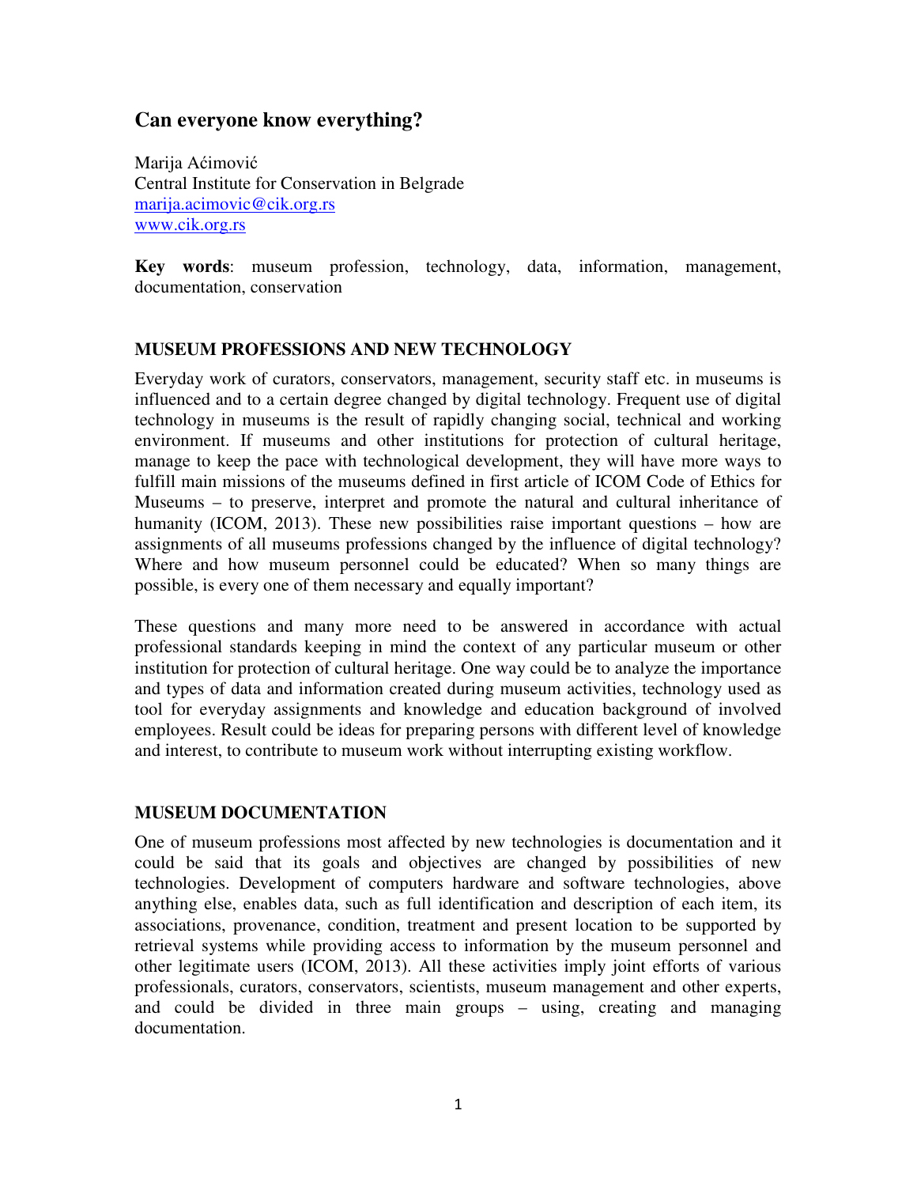# Can everyone know everything?

Marija Aćimović
Central Institute for Conservation in Belgrade
marija.acimovic@cik.org.rs
www.cik.org.rs

**Key words**: museum profession, technology, data, information, management, documentation, conservation

## MUSEUM PROFESSIONS AND NEW TECHNOLOGY

Everyday work of curators, conservators, management, security staff etc. in museums is influenced and to a certain degree changed by digital technology. Frequent use of digital technology in museums is the result of rapidly changing social, technical and working environment. If museums and other institutions for protection of cultural heritage, manage to keep the pace with technological development, they will have more ways to fulfill main missions of the museums defined in first article of ICOM Code of Ethics for Museums – to preserve, interpret and promote the natural and cultural inheritance of humanity (ICOM, 2013). These new possibilities raise important questions – how are assignments of all museums professions changed by the influence of digital technology? Where and how museum personnel could be educated? When so many things are possible, is every one of them necessary and equally important?

These questions and many more need to be answered in accordance with actual professional standards keeping in mind the context of any particular museum or other institution for protection of cultural heritage. One way could be to analyze the importance and types of data and information created during museum activities, technology used as tool for everyday assignments and knowledge and education background of involved employees. Result could be ideas for preparing persons with different level of knowledge and interest, to contribute to museum work without interrupting existing workflow.

## MUSEUM DOCUMENTATION

One of museum professions most affected by new technologies is documentation and it could be said that its goals and objectives are changed by possibilities of new technologies. Development of computers hardware and software technologies, above anything else, enables data, such as full identification and description of each item, its associations, provenance, condition, treatment and present location to be supported by retrieval systems while providing access to information by the museum personnel and other legitimate users (ICOM, 2013). All these activities imply joint efforts of various professionals, curators, conservators, scientists, museum management and other experts, and could be divided in three main groups – using, creating and managing documentation.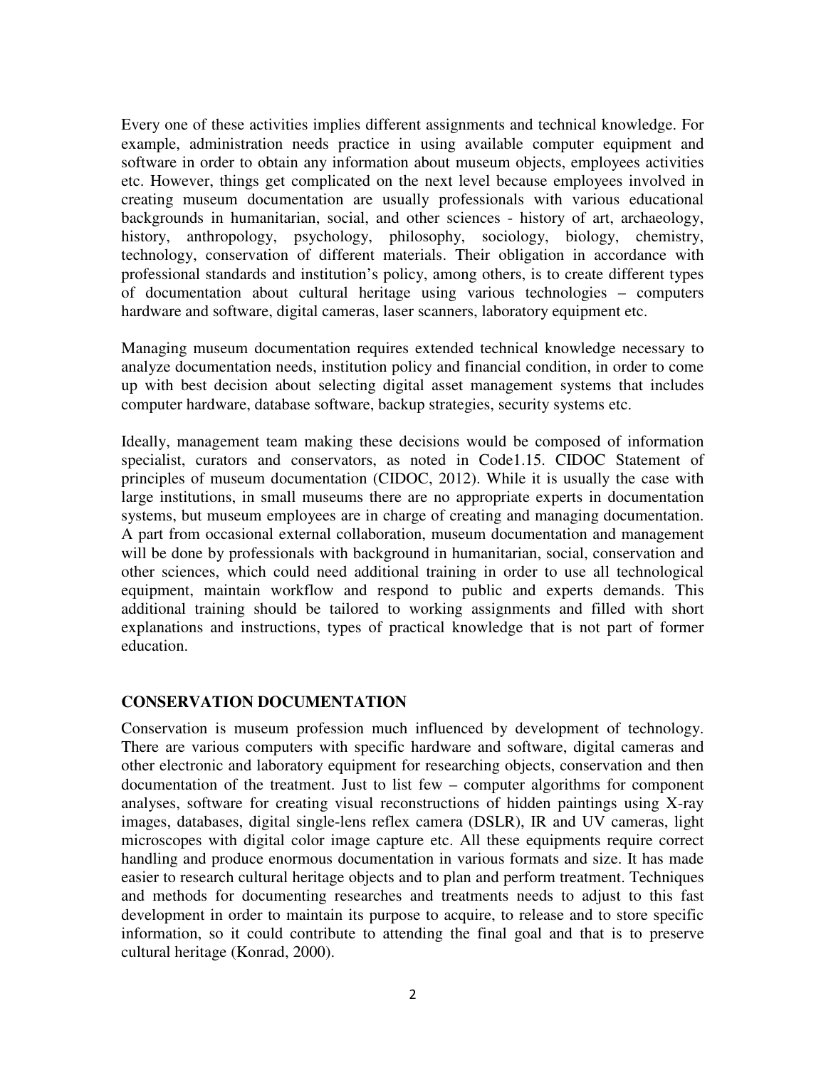Every one of these activities implies different assignments and technical knowledge. For example, administration needs practice in using available computer equipment and software in order to obtain any information about museum objects, employees activities etc. However, things get complicated on the next level because employees involved in creating museum documentation are usually professionals with various educational backgrounds in humanitarian, social, and other sciences - history of art, archaeology, history, anthropology, psychology, philosophy, sociology, biology, chemistry, technology, conservation of different materials. Their obligation in accordance with professional standards and institution's policy, among others, is to create different types of documentation about cultural heritage using various technologies – computers hardware and software, digital cameras, laser scanners, laboratory equipment etc.

Managing museum documentation requires extended technical knowledge necessary to analyze documentation needs, institution policy and financial condition, in order to come up with best decision about selecting digital asset management systems that includes computer hardware, database software, backup strategies, security systems etc.

Ideally, management team making these decisions would be composed of information specialist, curators and conservators, as noted in Code1.15. CIDOC Statement of principles of museum documentation (CIDOC, 2012). While it is usually the case with large institutions, in small museums there are no appropriate experts in documentation systems, but museum employees are in charge of creating and managing documentation. A part from occasional external collaboration, museum documentation and management will be done by professionals with background in humanitarian, social, conservation and other sciences, which could need additional training in order to use all technological equipment, maintain workflow and respond to public and experts demands. This additional training should be tailored to working assignments and filled with short explanations and instructions, types of practical knowledge that is not part of former education.

## CONSERVATION DOCUMENTATION

Conservation is museum profession much influenced by development of technology. There are various computers with specific hardware and software, digital cameras and other electronic and laboratory equipment for researching objects, conservation and then documentation of the treatment. Just to list few – computer algorithms for component analyses, software for creating visual reconstructions of hidden paintings using X-ray images, databases, digital single-lens reflex camera (DSLR), IR and UV cameras, light microscopes with digital color image capture etc. All these equipments require correct handling and produce enormous documentation in various formats and size. It has made easier to research cultural heritage objects and to plan and perform treatment. Techniques and methods for documenting researches and treatments needs to adjust to this fast development in order to maintain its purpose to acquire, to release and to store specific information, so it could contribute to attending the final goal and that is to preserve cultural heritage (Konrad, 2000).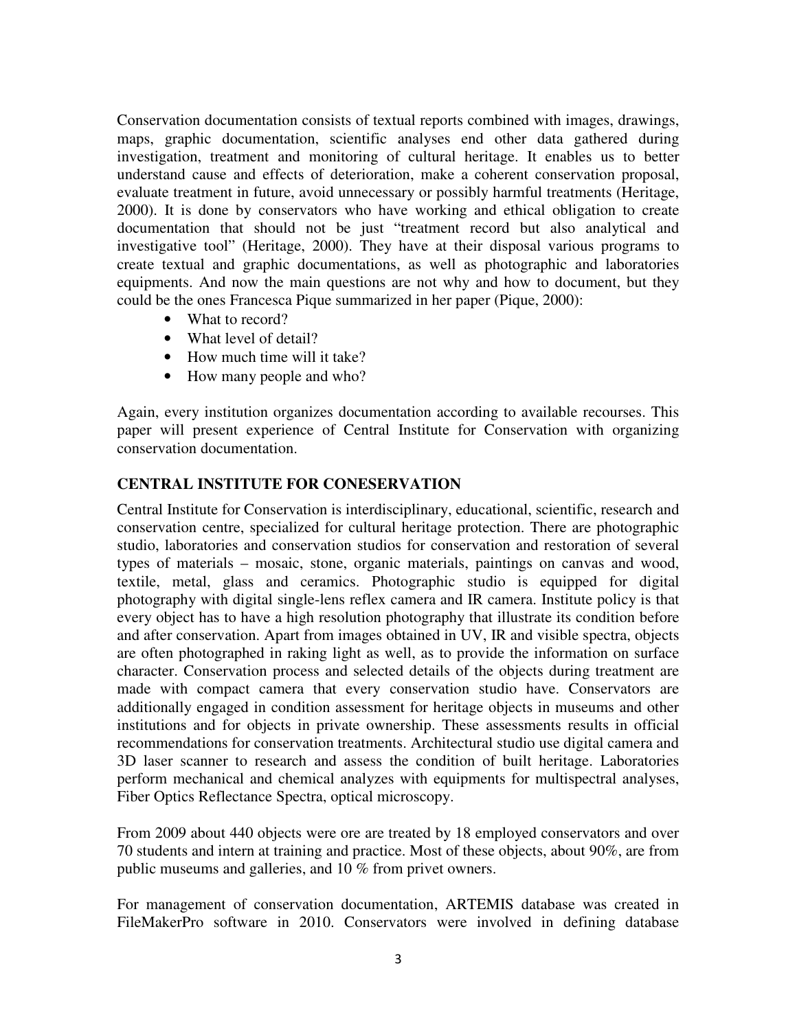Conservation documentation consists of textual reports combined with images, drawings, maps, graphic documentation, scientific analyses end other data gathered during investigation, treatment and monitoring of cultural heritage. It enables us to better understand cause and effects of deterioration, make a coherent conservation proposal, evaluate treatment in future, avoid unnecessary or possibly harmful treatments (Heritage, 2000). It is done by conservators who have working and ethical obligation to create documentation that should not be just "treatment record but also analytical and investigative tool" (Heritage, 2000). They have at their disposal various programs to create textual and graphic documentations, as well as photographic and laboratories equipments. And now the main questions are not why and how to document, but they could be the ones Francesca Pique summarized in her paper (Pique, 2000):

- What to record?
- What level of detail?
- How much time will it take?
- How many people and who?

Again, every institution organizes documentation according to available recourses. This paper will present experience of Central Institute for Conservation with organizing conservation documentation.

## CENTRAL INSTITUTE FOR CONESERVATION

Central Institute for Conservation is interdisciplinary, educational, scientific, research and conservation centre, specialized for cultural heritage protection. There are photographic studio, laboratories and conservation studios for conservation and restoration of several types of materials – mosaic, stone, organic materials, paintings on canvas and wood, textile, metal, glass and ceramics. Photographic studio is equipped for digital photography with digital single-lens reflex camera and IR camera. Institute policy is that every object has to have a high resolution photography that illustrate its condition before and after conservation. Apart from images obtained in UV, IR and visible spectra, objects are often photographed in raking light as well, as to provide the information on surface character. Conservation process and selected details of the objects during treatment are made with compact camera that every conservation studio have. Conservators are additionally engaged in condition assessment for heritage objects in museums and other institutions and for objects in private ownership. These assessments results in official recommendations for conservation treatments. Architectural studio use digital camera and 3D laser scanner to research and assess the condition of built heritage. Laboratories perform mechanical and chemical analyzes with equipments for multispectral analyses, Fiber Optics Reflectance Spectra, optical microscopy.

From 2009 about 440 objects were ore are treated by 18 employed conservators and over 70 students and intern at training and practice. Most of these objects, about 90%, are from public museums and galleries, and 10 % from privet owners.

For management of conservation documentation, ARTEMIS database was created in FileMakerPro software in 2010. Conservators were involved in defining database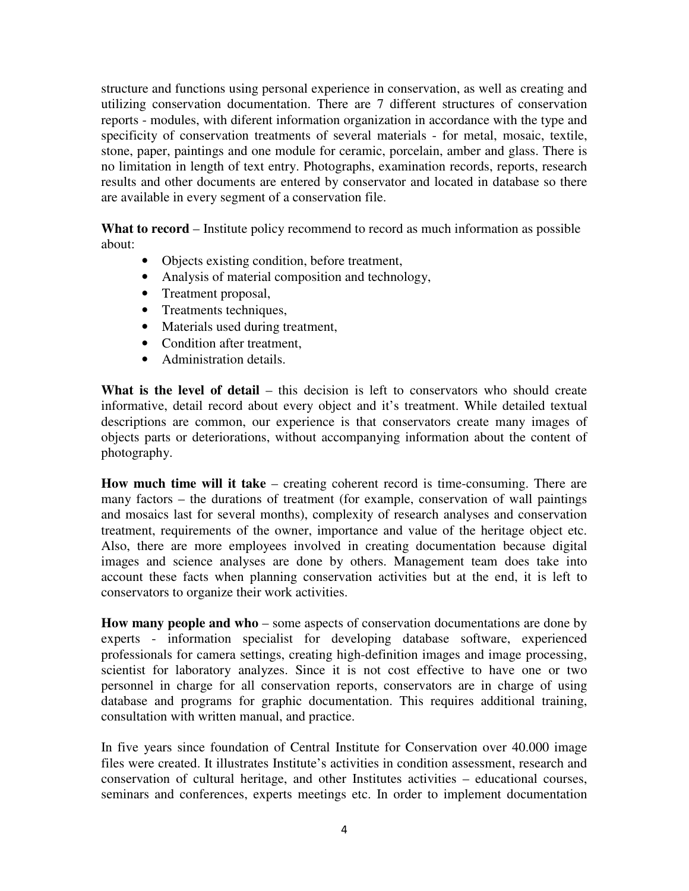structure and functions using personal experience in conservation, as well as creating and utilizing conservation documentation. There are 7 different structures of conservation reports - modules, with diferent information organization in accordance with the type and specificity of conservation treatments of several materials - for metal, mosaic, textile, stone, paper, paintings and one module for ceramic, porcelain, amber and glass. There is no limitation in length of text entry. Photographs, examination records, reports, research results and other documents are entered by conservator and located in database so there are available in every segment of a conservation file.

**What to record** – Institute policy recommend to record as much information as possible about:

- Objects existing condition, before treatment,
- Analysis of material composition and technology,
- Treatment proposal,
- Treatments techniques,
- Materials used during treatment,
- Condition after treatment,
- Administration details.

**What is the level of detail** – this decision is left to conservators who should create informative, detail record about every object and it's treatment. While detailed textual descriptions are common, our experience is that conservators create many images of objects parts or deteriorations, without accompanying information about the content of photography.

**How much time will it take** – creating coherent record is time-consuming. There are many factors – the durations of treatment (for example, conservation of wall paintings and mosaics last for several months), complexity of research analyses and conservation treatment, requirements of the owner, importance and value of the heritage object etc. Also, there are more employees involved in creating documentation because digital images and science analyses are done by others. Management team does take into account these facts when planning conservation activities but at the end, it is left to conservators to organize their work activities.

**How many people and who** – some aspects of conservation documentations are done by experts - information specialist for developing database software, experienced professionals for camera settings, creating high-definition images and image processing, scientist for laboratory analyzes. Since it is not cost effective to have one or two personnel in charge for all conservation reports, conservators are in charge of using database and programs for graphic documentation. This requires additional training, consultation with written manual, and practice.

In five years since foundation of Central Institute for Conservation over 40.000 image files were created. It illustrates Institute's activities in condition assessment, research and conservation of cultural heritage, and other Institutes activities – educational courses, seminars and conferences, experts meetings etc. In order to implement documentation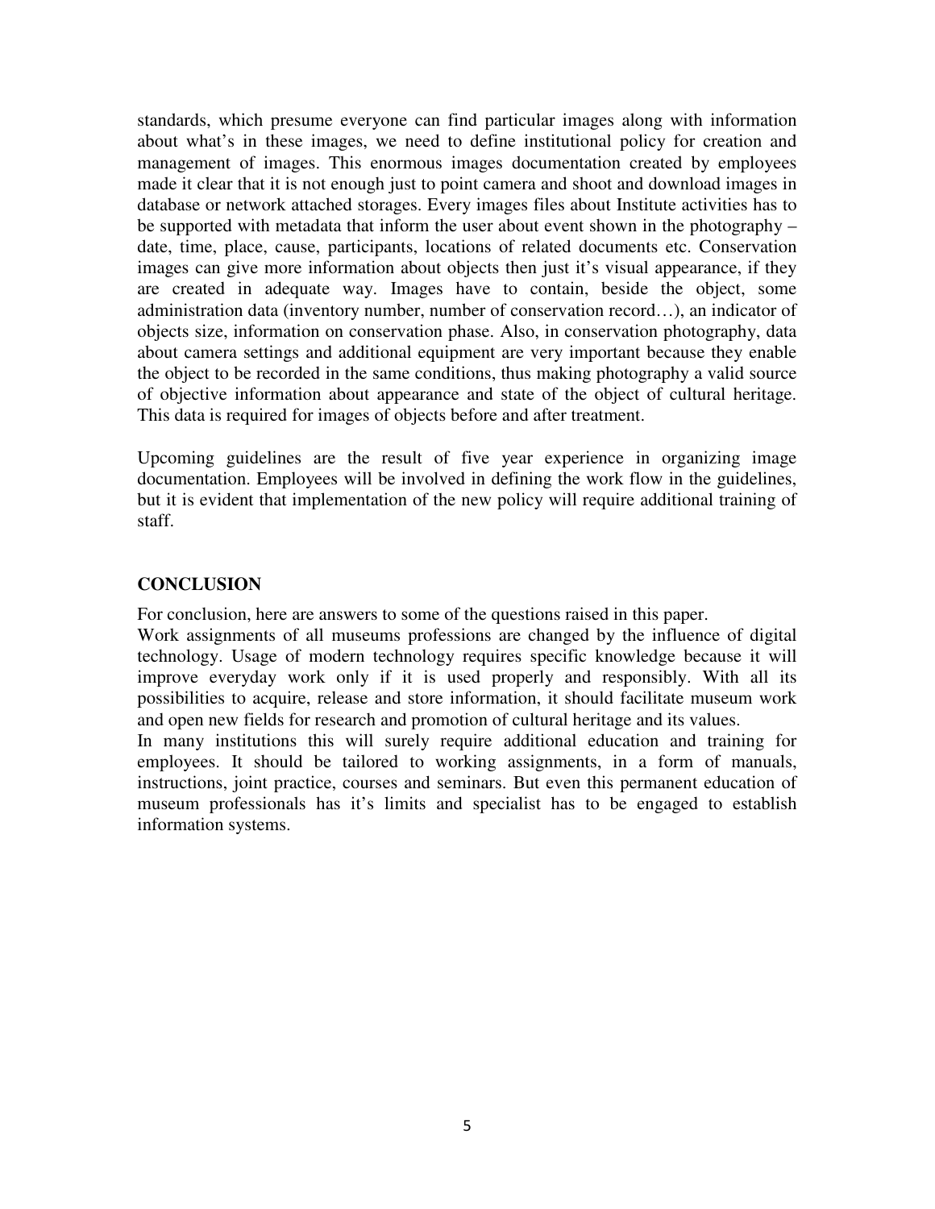standards, which presume everyone can find particular images along with information about what's in these images, we need to define institutional policy for creation and management of images. This enormous images documentation created by employees made it clear that it is not enough just to point camera and shoot and download images in database or network attached storages. Every images files about Institute activities has to be supported with metadata that inform the user about event shown in the photography – date, time, place, cause, participants, locations of related documents etc. Conservation images can give more information about objects then just it's visual appearance, if they are created in adequate way. Images have to contain, beside the object, some administration data (inventory number, number of conservation record…), an indicator of objects size, information on conservation phase. Also, in conservation photography, data about camera settings and additional equipment are very important because they enable the object to be recorded in the same conditions, thus making photography a valid source of objective information about appearance and state of the object of cultural heritage. This data is required for images of objects before and after treatment.

Upcoming guidelines are the result of five year experience in organizing image documentation. Employees will be involved in defining the work flow in the guidelines, but it is evident that implementation of the new policy will require additional training of staff.

## CONCLUSION

For conclusion, here are answers to some of the questions raised in this paper.

Work assignments of all museums professions are changed by the influence of digital technology. Usage of modern technology requires specific knowledge because it will improve everyday work only if it is used properly and responsibly. With all its possibilities to acquire, release and store information, it should facilitate museum work and open new fields for research and promotion of cultural heritage and its values.

In many institutions this will surely require additional education and training for employees. It should be tailored to working assignments, in a form of manuals, instructions, joint practice, courses and seminars. But even this permanent education of museum professionals has it's limits and specialist has to be engaged to establish information systems.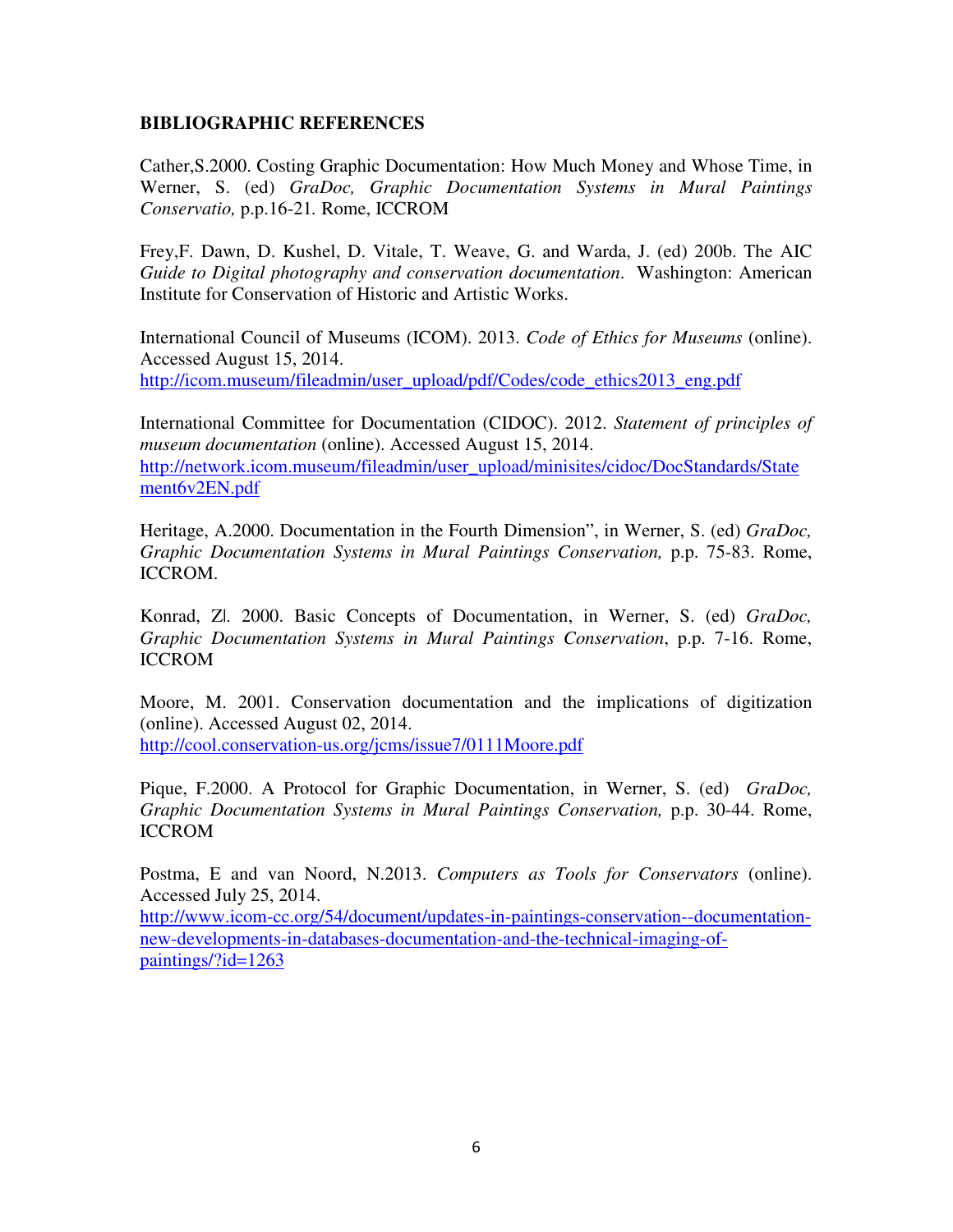**BIBLIOGRAPHIC REFERENCES**

Cather,S.2000. Costing Graphic Documentation: How Much Money and Whose Time, in Werner, S. (ed) *GraDoc, Graphic Documentation Systems in Mural Paintings Conservatio,* p.p.16-21. Rome, ICCROM

Frey,F. Dawn, D. Kushel, D. Vitale, T. Weave, G. and Warda, J. (ed) 200b. The AIC *Guide to Digital photography and conservation documentation*. Washington: American Institute for Conservation of Historic and Artistic Works.

International Council of Museums (ICOM). 2013. *Code of Ethics for Museums* (online). Accessed August 15, 2014.
http://icom.museum/fileadmin/user_upload/pdf/Codes/code_ethics2013_eng.pdf

International Committee for Documentation (CIDOC). 2012. *Statement of principles of museum documentation* (online). Accessed August 15, 2014.
http://network.icom.museum/fileadmin/user_upload/minisites/cidoc/DocStandards/Statement6v2EN.pdf

Heritage, A.2000. Documentation in the Fourth Dimension", in Werner, S. (ed) *GraDoc, Graphic Documentation Systems in Mural Paintings Conservation,* p.p. 75-83. Rome, ICCROM.

Konrad, Z|. 2000. Basic Concepts of Documentation, in Werner, S. (ed) *GraDoc, Graphic Documentation Systems in Mural Paintings Conservation*, p.p. 7-16. Rome, ICCROM

Moore, M. 2001. Conservation documentation and the implications of digitization (online). Accessed August 02, 2014.
http://cool.conservation-us.org/jcms/issue7/0111Moore.pdf

Pique, F.2000. A Protocol for Graphic Documentation, in Werner, S. (ed) *GraDoc, Graphic Documentation Systems in Mural Paintings Conservation,* p.p. 30-44. Rome, ICCROM

Postma, E and van Noord, N.2013. *Computers as Tools for Conservators* (online). Accessed July 25, 2014.
http://www.icom-cc.org/54/document/updates-in-paintings-conservation--documentation-new-developments-in-databases-documentation-and-the-technical-imaging-of-paintings/?id=1263